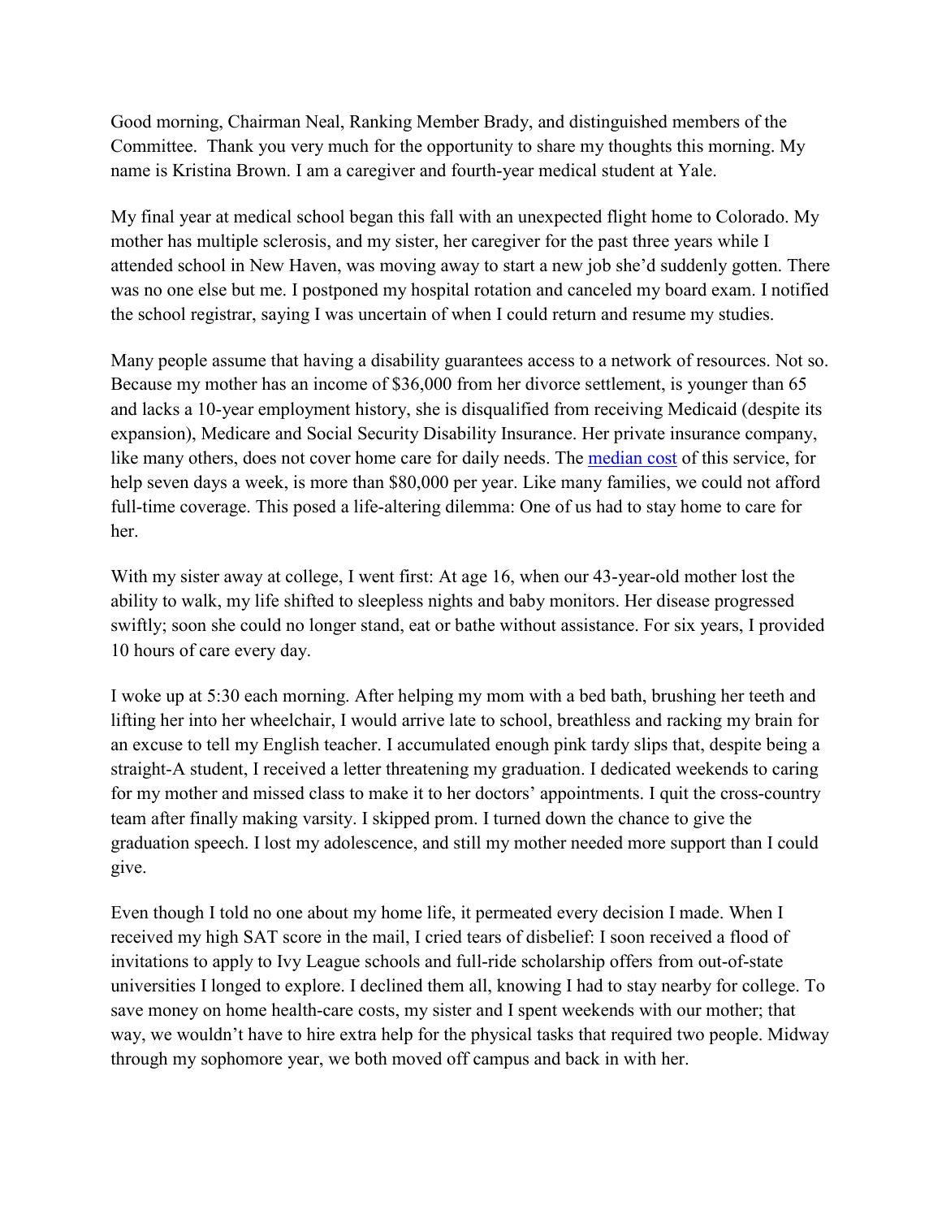Good morning, Chairman Neal, Ranking Member Brady, and distinguished members of the Committee. Thank you very much for the opportunity to share my thoughts this morning. My name is Kristina Brown. I am a caregiver and fourth-year medical student at Yale.

My final year at medical school began this fall with an unexpected flight home to Colorado. My mother has multiple sclerosis, and my sister, her caregiver for the past three years while I attended school in New Haven, was moving away to start a new job she'd suddenly gotten. There was no one else but me. I postponed my hospital rotation and canceled my board exam. I notified the school registrar, saying I was uncertain of when I could return and resume my studies.

Many people assume that having a disability guarantees access to a network of resources. Not so. Because my mother has an income of $36,000 from her divorce settlement, is younger than 65 and lacks a 10-year employment history, she is disqualified from receiving Medicaid (despite its expansion), Medicare and Social Security Disability Insurance. Her private insurance company, like many others, does not cover home care for daily needs. The median cost of this service, for help seven days a week, is more than $80,000 per year. Like many families, we could not afford full-time coverage. This posed a life-altering dilemma: One of us had to stay home to care for her.

With my sister away at college, I went first: At age 16, when our 43-year-old mother lost the ability to walk, my life shifted to sleepless nights and baby monitors. Her disease progressed swiftly; soon she could no longer stand, eat or bathe without assistance. For six years, I provided 10 hours of care every day.

I woke up at 5:30 each morning. After helping my mom with a bed bath, brushing her teeth and lifting her into her wheelchair, I would arrive late to school, breathless and racking my brain for an excuse to tell my English teacher. I accumulated enough pink tardy slips that, despite being a straight-A student, I received a letter threatening my graduation. I dedicated weekends to caring for my mother and missed class to make it to her doctors' appointments. I quit the cross-country team after finally making varsity. I skipped prom. I turned down the chance to give the graduation speech. I lost my adolescence, and still my mother needed more support than I could give.

Even though I told no one about my home life, it permeated every decision I made. When I received my high SAT score in the mail, I cried tears of disbelief: I soon received a flood of invitations to apply to Ivy League schools and full-ride scholarship offers from out-of-state universities I longed to explore. I declined them all, knowing I had to stay nearby for college. To save money on home health-care costs, my sister and I spent weekends with our mother; that way, we wouldn't have to hire extra help for the physical tasks that required two people. Midway through my sophomore year, we both moved off campus and back in with her.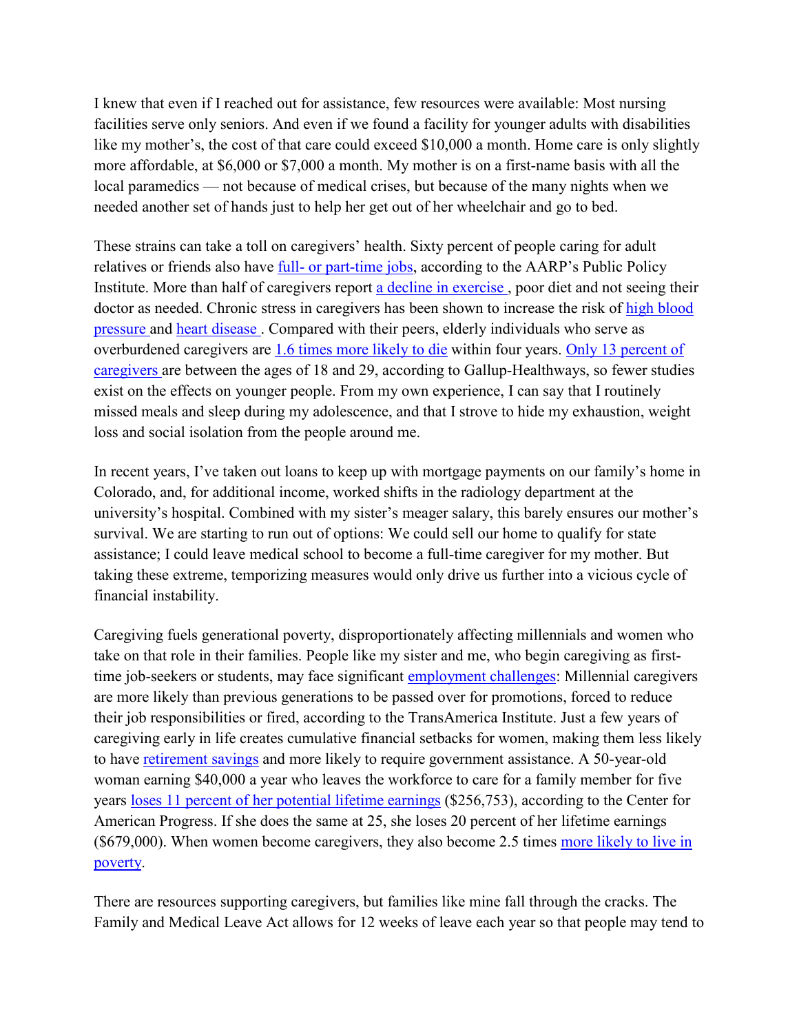I knew that even if I reached out for assistance, few resources were available: Most nursing facilities serve only seniors. And even if we found a facility for younger adults with disabilities like my mother's, the cost of that care could exceed $10,000 a month. Home care is only slightly more affordable, at $6,000 or $7,000 a month. My mother is on a first-name basis with all the local paramedics — not because of medical crises, but because of the many nights when we needed another set of hands just to help her get out of her wheelchair and go to bed.

These strains can take a toll on caregivers' health. Sixty percent of people caring for adult relatives or friends also have full- or part-time jobs, according to the AARP's Public Policy Institute. More than half of caregivers report a decline in exercise, poor diet and not seeing their doctor as needed. Chronic stress in caregivers has been shown to increase the risk of high blood pressure and heart disease. Compared with their peers, elderly individuals who serve as overburdened caregivers are 1.6 times more likely to die within four years. Only 13 percent of caregivers are between the ages of 18 and 29, according to Gallup-Healthways, so fewer studies exist on the effects on younger people. From my own experience, I can say that I routinely missed meals and sleep during my adolescence, and that I strove to hide my exhaustion, weight loss and social isolation from the people around me.

In recent years, I've taken out loans to keep up with mortgage payments on our family's home in Colorado, and, for additional income, worked shifts in the radiology department at the university's hospital. Combined with my sister's meager salary, this barely ensures our mother's survival. We are starting to run out of options: We could sell our home to qualify for state assistance; I could leave medical school to become a full-time caregiver for my mother. But taking these extreme, temporizing measures would only drive us further into a vicious cycle of financial instability.

Caregiving fuels generational poverty, disproportionately affecting millennials and women who take on that role in their families. People like my sister and me, who begin caregiving as first-time job-seekers or students, may face significant employment challenges: Millennial caregivers are more likely than previous generations to be passed over for promotions, forced to reduce their job responsibilities or fired, according to the TransAmerica Institute. Just a few years of caregiving early in life creates cumulative financial setbacks for women, making them less likely to have retirement savings and more likely to require government assistance. A 50-year-old woman earning $40,000 a year who leaves the workforce to care for a family member for five years loses 11 percent of her potential lifetime earnings ($256,753), according to the Center for American Progress. If she does the same at 25, she loses 20 percent of her lifetime earnings ($679,000). When women become caregivers, they also become 2.5 times more likely to live in poverty.

There are resources supporting caregivers, but families like mine fall through the cracks. The Family and Medical Leave Act allows for 12 weeks of leave each year so that people may tend to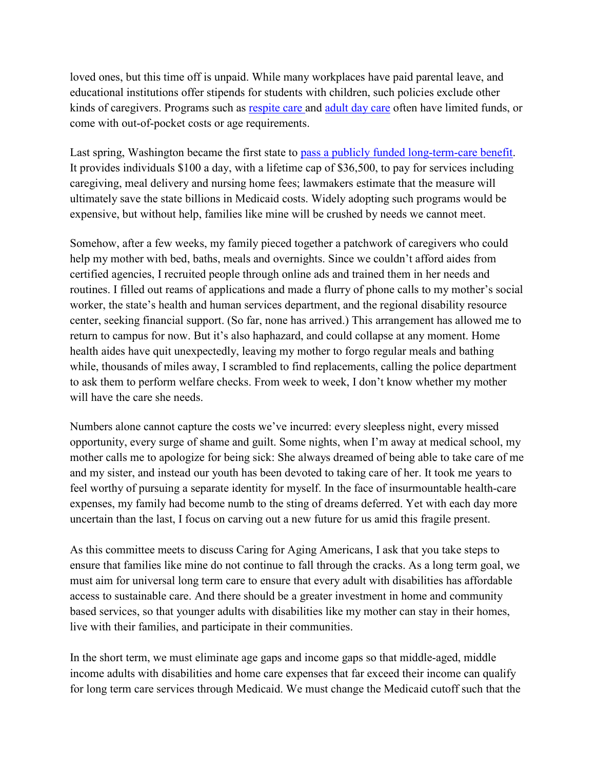loved ones, but this time off is unpaid. While many workplaces have paid parental leave, and educational institutions offer stipends for students with children, such policies exclude other kinds of caregivers. Programs such as respite care and adult day care often have limited funds, or come with out-of-pocket costs or age requirements.

Last spring, Washington became the first state to pass a publicly funded long-term-care benefit. It provides individuals $100 a day, with a lifetime cap of $36,500, to pay for services including caregiving, meal delivery and nursing home fees; lawmakers estimate that the measure will ultimately save the state billions in Medicaid costs. Widely adopting such programs would be expensive, but without help, families like mine will be crushed by needs we cannot meet.

Somehow, after a few weeks, my family pieced together a patchwork of caregivers who could help my mother with bed, baths, meals and overnights. Since we couldn't afford aides from certified agencies, I recruited people through online ads and trained them in her needs and routines. I filled out reams of applications and made a flurry of phone calls to my mother's social worker, the state's health and human services department, and the regional disability resource center, seeking financial support. (So far, none has arrived.) This arrangement has allowed me to return to campus for now. But it's also haphazard, and could collapse at any moment. Home health aides have quit unexpectedly, leaving my mother to forgo regular meals and bathing while, thousands of miles away, I scrambled to find replacements, calling the police department to ask them to perform welfare checks. From week to week, I don't know whether my mother will have the care she needs.

Numbers alone cannot capture the costs we've incurred: every sleepless night, every missed opportunity, every surge of shame and guilt. Some nights, when I'm away at medical school, my mother calls me to apologize for being sick: She always dreamed of being able to take care of me and my sister, and instead our youth has been devoted to taking care of her. It took me years to feel worthy of pursuing a separate identity for myself. In the face of insurmountable health-care expenses, my family had become numb to the sting of dreams deferred. Yet with each day more uncertain than the last, I focus on carving out a new future for us amid this fragile present.

As this committee meets to discuss Caring for Aging Americans, I ask that you take steps to ensure that families like mine do not continue to fall through the cracks. As a long term goal, we must aim for universal long term care to ensure that every adult with disabilities has affordable access to sustainable care. And there should be a greater investment in home and community based services, so that younger adults with disabilities like my mother can stay in their homes, live with their families, and participate in their communities.

In the short term, we must eliminate age gaps and income gaps so that middle-aged, middle income adults with disabilities and home care expenses that far exceed their income can qualify for long term care services through Medicaid. We must change the Medicaid cutoff such that the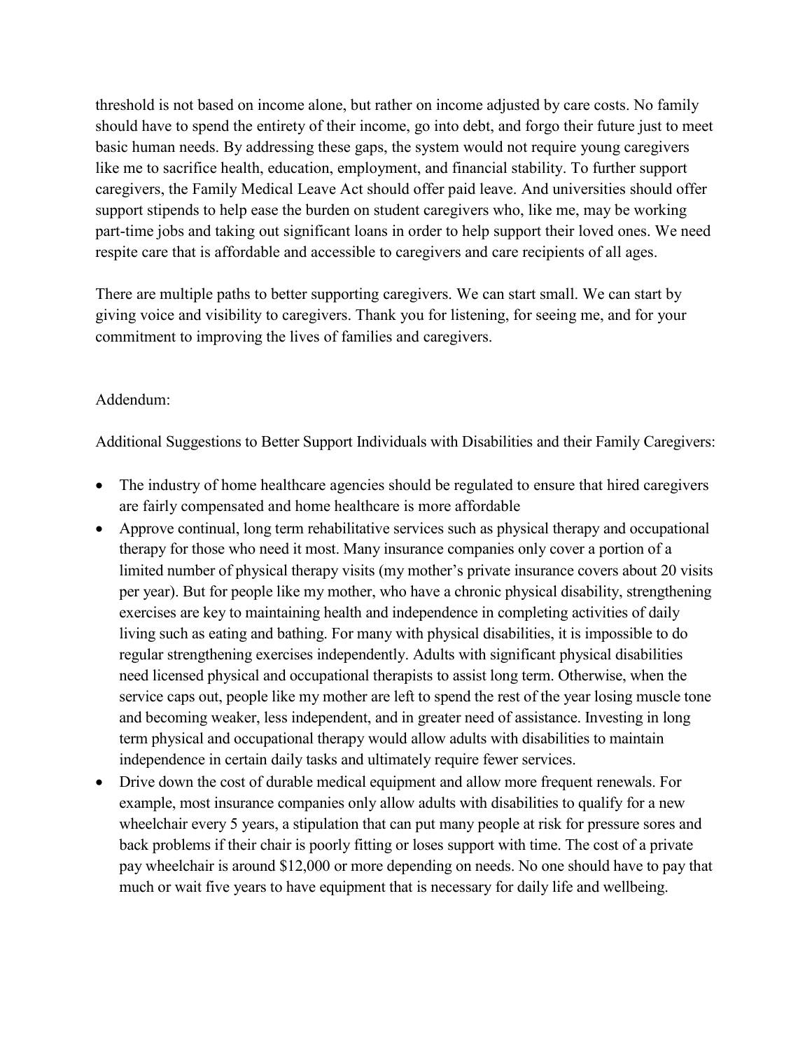threshold is not based on income alone, but rather on income adjusted by care costs. No family should have to spend the entirety of their income, go into debt, and forgo their future just to meet basic human needs. By addressing these gaps, the system would not require young caregivers like me to sacrifice health, education, employment, and financial stability. To further support caregivers, the Family Medical Leave Act should offer paid leave. And universities should offer support stipends to help ease the burden on student caregivers who, like me, may be working part-time jobs and taking out significant loans in order to help support their loved ones. We need respite care that is affordable and accessible to caregivers and care recipients of all ages.

There are multiple paths to better supporting caregivers. We can start small. We can start by giving voice and visibility to caregivers. Thank you for listening, for seeing me, and for your commitment to improving the lives of families and caregivers.

Addendum:

Additional Suggestions to Better Support Individuals with Disabilities and their Family Caregivers:

- The industry of home healthcare agencies should be regulated to ensure that hired caregivers are fairly compensated and home healthcare is more affordable
- Approve continual, long term rehabilitative services such as physical therapy and occupational therapy for those who need it most. Many insurance companies only cover a portion of a limited number of physical therapy visits (my mother's private insurance covers about 20 visits per year). But for people like my mother, who have a chronic physical disability, strengthening exercises are key to maintaining health and independence in completing activities of daily living such as eating and bathing. For many with physical disabilities, it is impossible to do regular strengthening exercises independently. Adults with significant physical disabilities need licensed physical and occupational therapists to assist long term. Otherwise, when the service caps out, people like my mother are left to spend the rest of the year losing muscle tone and becoming weaker, less independent, and in greater need of assistance. Investing in long term physical and occupational therapy would allow adults with disabilities to maintain independence in certain daily tasks and ultimately require fewer services.
- Drive down the cost of durable medical equipment and allow more frequent renewals. For example, most insurance companies only allow adults with disabilities to qualify for a new wheelchair every 5 years, a stipulation that can put many people at risk for pressure sores and back problems if their chair is poorly fitting or loses support with time. The cost of a private pay wheelchair is around $12,000 or more depending on needs. No one should have to pay that much or wait five years to have equipment that is necessary for daily life and wellbeing.